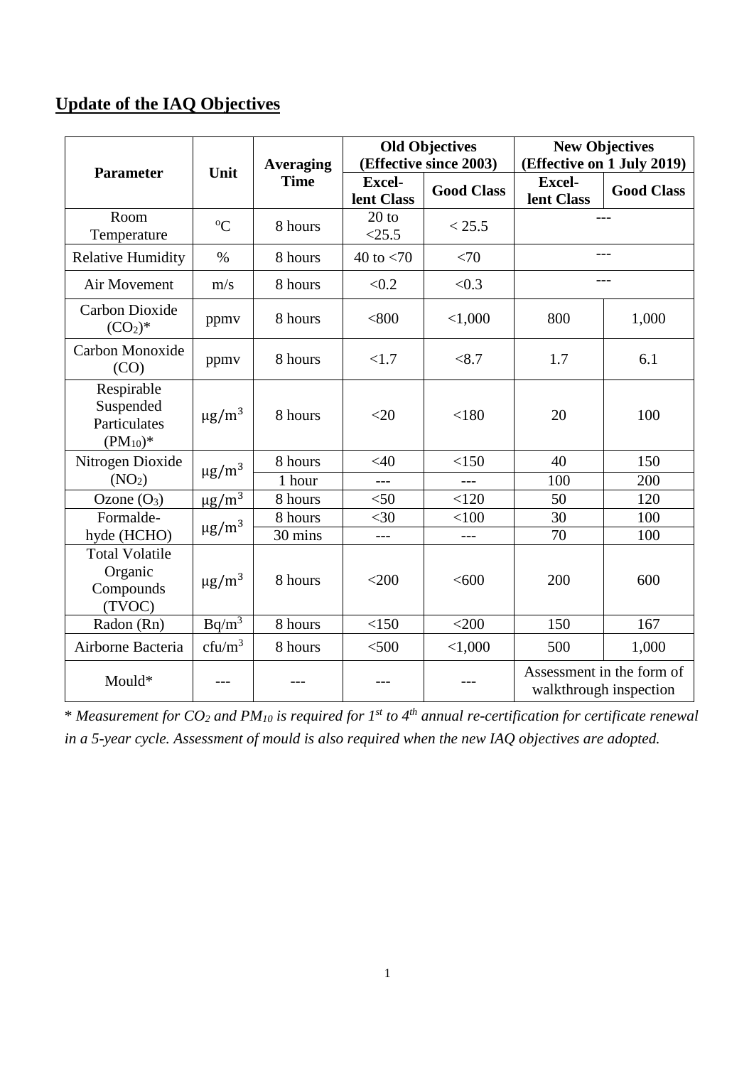## Update of the IAQ Objectives

| Parameter | Unit | Averaging Time | Old Objectives (Effective since 2003) | | New Objectives (Effective on 1 July 2019) | |
|---|---|---|---|---|---|---|
| | | | Excel-lent Class | Good Class | Excel-lent Class | Good Class |
| Room Temperature | °C | 8 hours | 20 to <25.5 | < 25.5 | --- | |
| Relative Humidity | % | 8 hours | 40 to <70 | <70 | --- | |
| Air Movement | m/s | 8 hours | <0.2 | <0.3 | --- | |
| Carbon Dioxide ($CO_2$)* | ppmv | 8 hours | <800 | <1,000 | 800 | 1,000 |
| Carbon Monoxide (CO) | ppmv | 8 hours | <1.7 | <8.7 | 1.7 | 6.1 |
| Respirable Suspended Particulates ($PM_{10}$)* | $\mu g/m^3$ | 8 hours | <20 | <180 | 20 | 100 |
| Nitrogen Dioxide ($NO_2$) | $\mu g/m^3$ | 8 hours | <40 | <150 | 40 | 150 |
| | | 1 hour | --- | --- | 100 | 200 |
| Ozone ($O_3$) | $\mu g/m^3$ | 8 hours | <50 | <120 | 50 | 120 |
| Formalde-hyde (HCHO) | $\mu g/m^3$ | 8 hours | <30 | <100 | 30 | 100 |
| | | 30 mins | --- | --- | 70 | 100 |
| Total Volatile Organic Compounds (TVOC) | $\mu g/m^3$ | 8 hours | <200 | <600 | 200 | 600 |
| Radon (Rn) | $Bq/m^3$ | 8 hours | <150 | <200 | 150 | 167 |
| Airborne Bacteria | $cfu/m^3$ | 8 hours | <500 | <1,000 | 500 | 1,000 |
| Mould* | --- | --- | --- | --- | Assessment in the form of walkthrough inspection | |

\* *Measurement for $CO_2$ and $PM_{10}$ is required for $1^{st}$ to $4^{th}$ annual re-certification for certificate renewal in a 5-year cycle. Assessment of mould is also required when the new IAQ objectives are adopted.*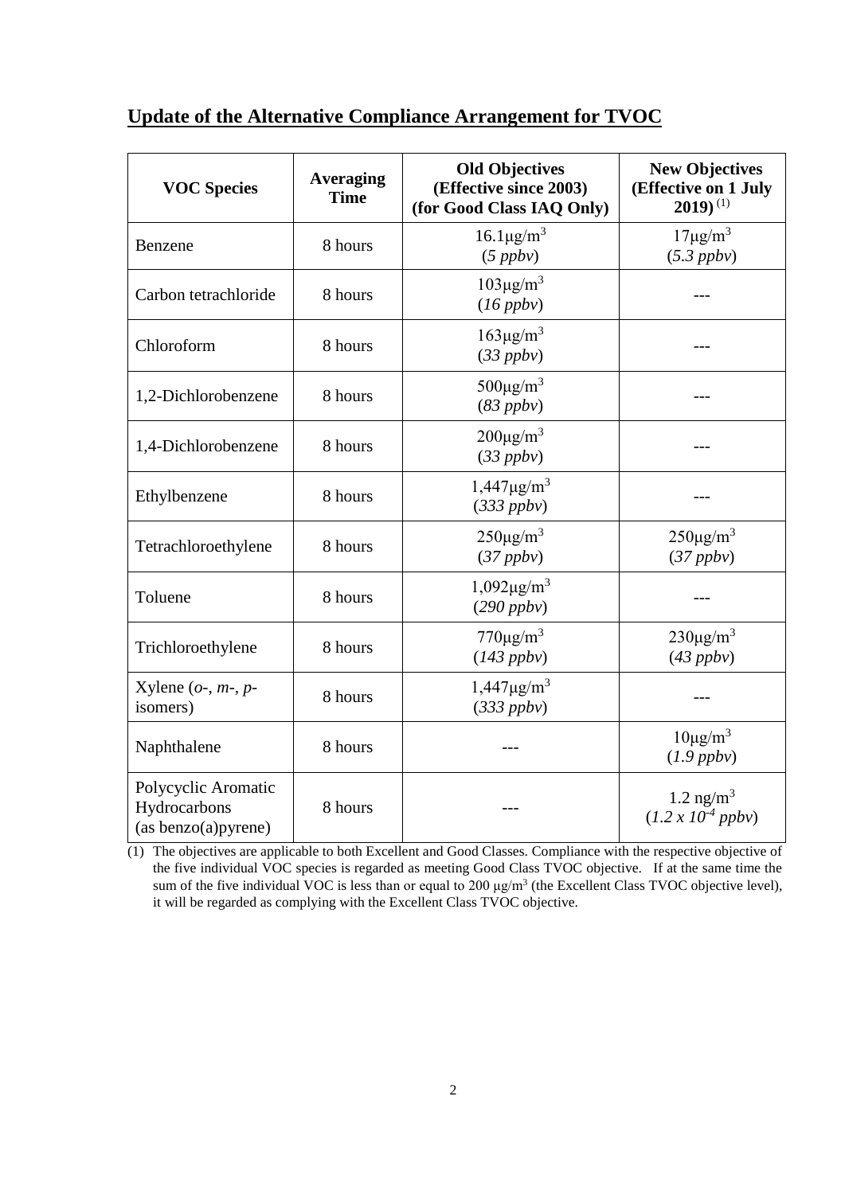## Update of the Alternative Compliance Arrangement for TVOC

| VOC Species | Averaging Time | Old Objectives (Effective since 2003) (for Good Class IAQ Only) | New Objectives (Effective on 1 July 2019) [(1)] |
|---|---|---|---|
| Benzene | 8 hours | $16.1\mu g/m^3$ (*5 ppbv*) | $17\mu g/m^3$ (*5.3 ppbv*) |
| Carbon tetrachloride | 8 hours | $103\mu g/m^3$ (*16 ppbv*) | --- |
| Chloroform | 8 hours | $163\mu g/m^3$ (*33 ppbv*) | --- |
| 1,2-Dichlorobenzene | 8 hours | $500\mu g/m^3$ (*83 ppbv*) | --- |
| 1,4-Dichlorobenzene | 8 hours | $200\mu g/m^3$ (*33 ppbv*) | --- |
| Ethylbenzene | 8 hours | $1,447\mu g/m^3$ (*333 ppbv*) | --- |
| Tetrachloroethylene | 8 hours | $250\mu g/m^3$ (*37 ppbv*) | $250\mu g/m^3$ (*37 ppbv*) |
| Toluene | 8 hours | $1,092\mu g/m^3$ (*290 ppbv*) | --- |
| Trichloroethylene | 8 hours | $770\mu g/m^3$ (*143 ppbv*) | $230\mu g/m^3$ (*43 ppbv*) |
| Xylene (*o*-, *m*-, *p*- isomers) | 8 hours | $1,447\mu g/m^3$ (*333 ppbv*) | --- |
| Naphthalene | 8 hours | --- | $10\mu g/m^3$ (*1.9 ppbv*) |
| Polycyclic Aromatic Hydrocarbons (as benzo(a)pyrene) | 8 hours | --- | $1.2\ ng/m^3$ ($1.2 \times 10^{-4}$ *ppbv*) |

(1) The objectives are applicable to both Excellent and Good Classes. Compliance with the respective objective of the five individual VOC species is regarded as meeting Good Class TVOC objective. If at the same time the sum of the five individual VOC is less than or equal to 200 $\mu g/m^3$ (the Excellent Class TVOC objective level), it will be regarded as complying with the Excellent Class TVOC objective.